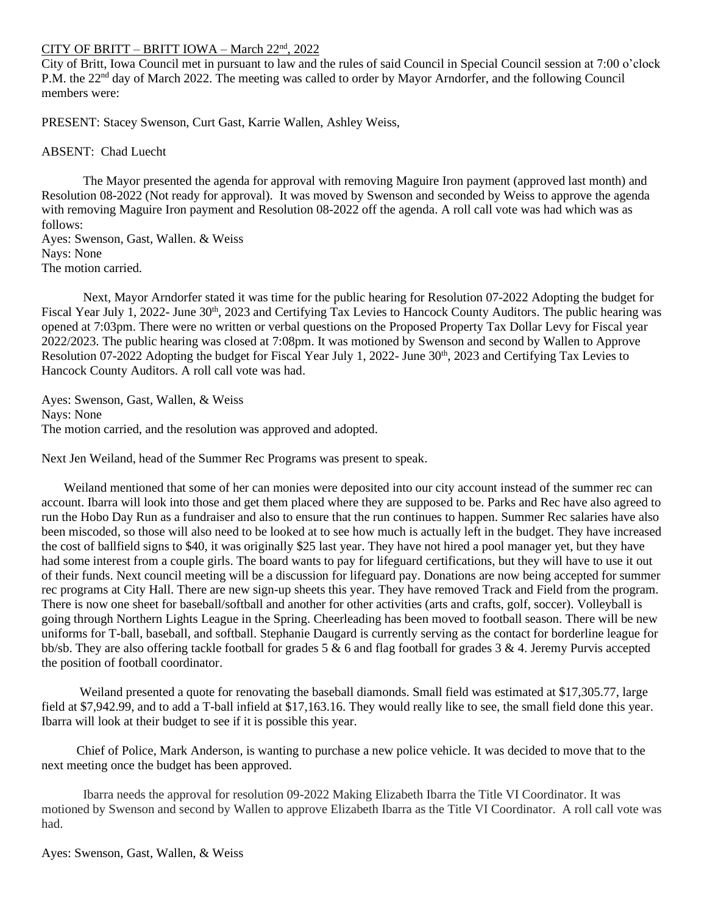CITY OF BRITT – BRITT IOWA – March 22nd, 2022

City of Britt, Iowa Council met in pursuant to law and the rules of said Council in Special Council session at 7:00 o'clock P.M. the 22nd day of March 2022. The meeting was called to order by Mayor Arndorfer, and the following Council members were:

PRESENT: Stacey Swenson, Curt Gast, Karrie Wallen, Ashley Weiss,

ABSENT: Chad Luecht

The Mayor presented the agenda for approval with removing Maguire Iron payment (approved last month) and Resolution 08-2022 (Not ready for approval). It was moved by Swenson and seconded by Weiss to approve the agenda with removing Maguire Iron payment and Resolution 08-2022 off the agenda. A roll call vote was had which was as follows:

Ayes: Swenson, Gast, Wallen. & Weiss
Nays: None
The motion carried.

Next, Mayor Arndorfer stated it was time for the public hearing for Resolution 07-2022 Adopting the budget for Fiscal Year July 1, 2022- June 30th, 2023 and Certifying Tax Levies to Hancock County Auditors. The public hearing was opened at 7:03pm. There were no written or verbal questions on the Proposed Property Tax Dollar Levy for Fiscal year 2022/2023. The public hearing was closed at 7:08pm. It was motioned by Swenson and second by Wallen to Approve Resolution 07-2022 Adopting the budget for Fiscal Year July 1, 2022- June 30th, 2023 and Certifying Tax Levies to Hancock County Auditors. A roll call vote was had.

Ayes: Swenson, Gast, Wallen, & Weiss
Nays: None
The motion carried, and the resolution was approved and adopted.

Next Jen Weiland, head of the Summer Rec Programs was present to speak.

Weiland mentioned that some of her can monies were deposited into our city account instead of the summer rec can account. Ibarra will look into those and get them placed where they are supposed to be. Parks and Rec have also agreed to run the Hobo Day Run as a fundraiser and also to ensure that the run continues to happen. Summer Rec salaries have also been miscoded, so those will also need to be looked at to see how much is actually left in the budget. They have increased the cost of ballfield signs to $40, it was originally $25 last year. They have not hired a pool manager yet, but they have had some interest from a couple girls. The board wants to pay for lifeguard certifications, but they will have to use it out of their funds. Next council meeting will be a discussion for lifeguard pay. Donations are now being accepted for summer rec programs at City Hall. There are new sign-up sheets this year. They have removed Track and Field from the program. There is now one sheet for baseball/softball and another for other activities (arts and crafts, golf, soccer). Volleyball is going through Northern Lights League in the Spring. Cheerleading has been moved to football season. There will be new uniforms for T-ball, baseball, and softball. Stephanie Daugard is currently serving as the contact for borderline league for bb/sb. They are also offering tackle football for grades 5 & 6 and flag football for grades 3 & 4. Jeremy Purvis accepted the position of football coordinator.

Weiland presented a quote for renovating the baseball diamonds. Small field was estimated at $17,305.77, large field at $7,942.99, and to add a T-ball infield at $17,163.16. They would really like to see, the small field done this year. Ibarra will look at their budget to see if it is possible this year.

Chief of Police, Mark Anderson, is wanting to purchase a new police vehicle. It was decided to move that to the next meeting once the budget has been approved.

Ibarra needs the approval for resolution 09-2022 Making Elizabeth Ibarra the Title VI Coordinator. It was motioned by Swenson and second by Wallen to approve Elizabeth Ibarra as the Title VI Coordinator. A roll call vote was had.

Ayes: Swenson, Gast, Wallen, & Weiss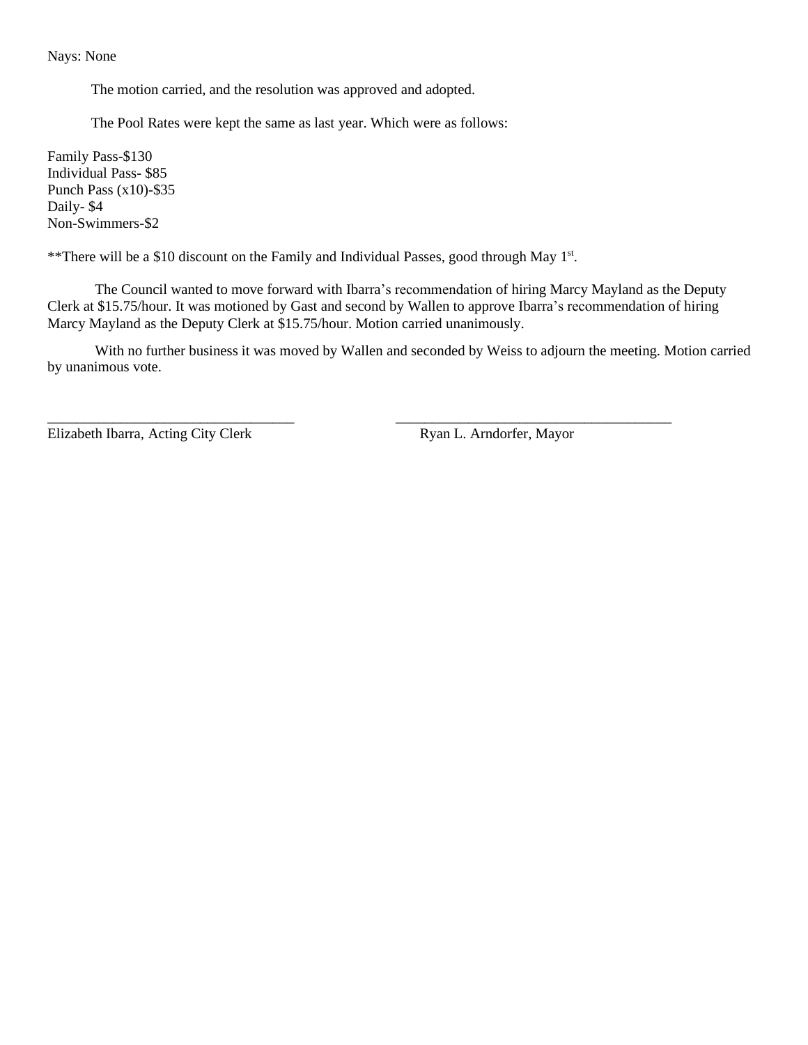Nays: None

The motion carried, and the resolution was approved and adopted.

The Pool Rates were kept the same as last year. Which were as follows:

Family Pass-$130
Individual Pass- $85
Punch Pass (x10)-$35
Daily- $4
Non-Swimmers-$2

**There will be a $10 discount on the Family and Individual Passes, good through May 1st.

The Council wanted to move forward with Ibarra's recommendation of hiring Marcy Mayland as the Deputy Clerk at $15.75/hour. It was motioned by Gast and second by Wallen to approve Ibarra's recommendation of hiring Marcy Mayland as the Deputy Clerk at $15.75/hour. Motion carried unanimously.

With no further business it was moved by Wallen and seconded by Weiss to adjourn the meeting. Motion carried by unanimous vote.

\_\_\_\_\_\_\_\_\_\_\_\_\_\_\_\_\_\_\_\_\_\_\_\_\_\_\_\_\_\_\_\_\_\_\_\_ \_\_\_\_\_\_\_\_\_\_\_\_\_\_\_\_\_\_\_\_\_\_\_\_\_\_\_\_\_\_\_\_\_\_\_\_\_\_\_\_
Elizabeth Ibarra, Acting City Clerk Ryan L. Arndorfer, Mayor